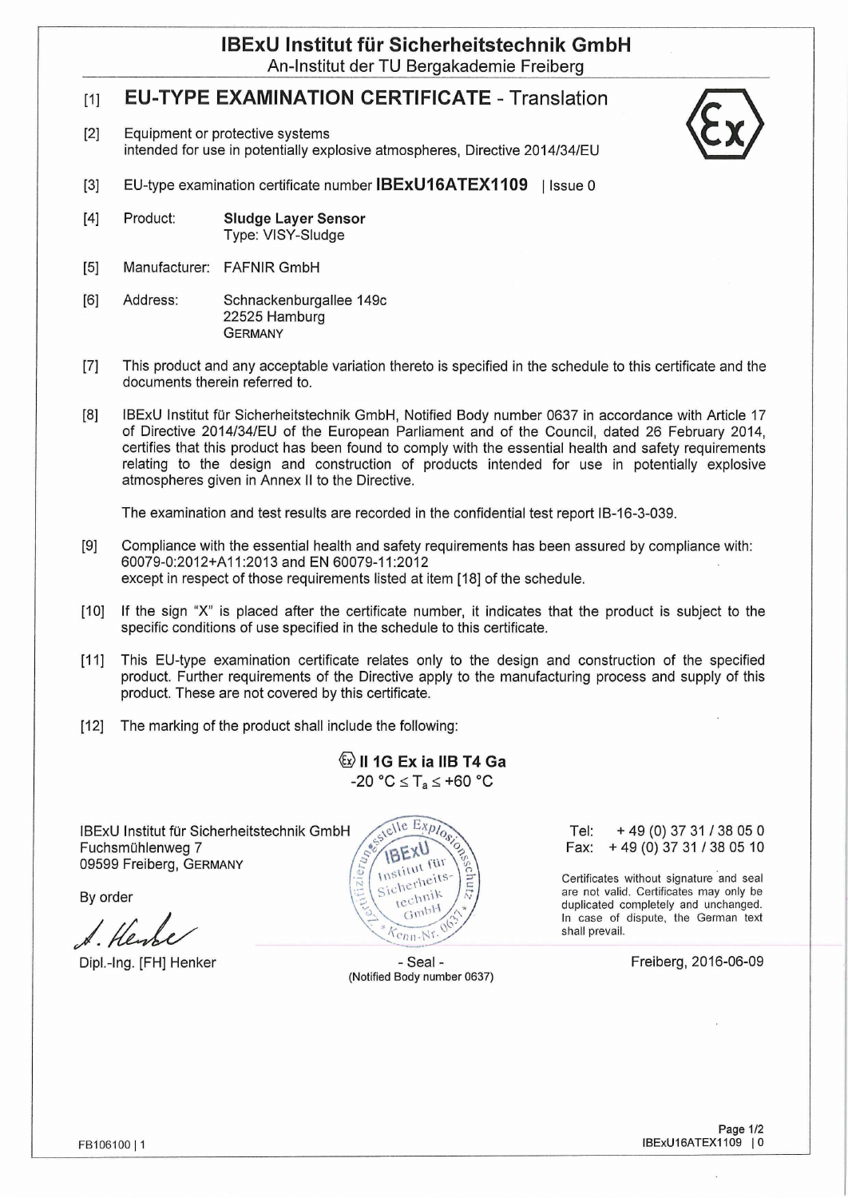# IBExU Institut für Sicherheitstechnik GmbH

An-Institut der TU Bergakademie Freiberg

## [1] EU-TYPE EXAMINATION CERTIFICATE - Translation

[2] Equipment or protective systems intended for use in potentially explosive atmospheres, Directive 2014/34/EU

[3] EU-type examination certificate number **IBExU16ATEX1109** | Issue 0

[4] Product: **Sludge Layer Sensor**
Type: VISY-Sludge

[5] Manufacturer: FAFNIR GmbH

[6] Address: Schnackenburgallee 149c
22525 Hamburg
GERMANY

[7] This product and any acceptable variation thereto is specified in the schedule to this certificate and the documents therein referred to.

[8] IBExU Institut für Sicherheitstechnik GmbH, Notified Body number 0637 in accordance with Article 17 of Directive 2014/34/EU of the European Parliament and of the Council, dated 26 February 2014, certifies that this product has been found to comply with the essential health and safety requirements relating to the design and construction of products intended for use in potentially explosive atmospheres given in Annex II to the Directive.

The examination and test results are recorded in the confidential test report IB-16-3-039.

[9] Compliance with the essential health and safety requirements has been assured by compliance with: 60079-0:2012+A11:2013 and EN 60079-11:2012
except in respect of those requirements listed at item [18] of the schedule.

[10] If the sign "X" is placed after the certificate number, it indicates that the product is subject to the specific conditions of use specified in the schedule to this certificate.

[11] This EU-type examination certificate relates only to the design and construction of the specified product. Further requirements of the Directive apply to the manufacturing process and supply of this product. These are not covered by this certificate.

[12] The marking of the product shall include the following:

**Ⓔx II 1G Ex ia IIB T4 Ga**
$-20\ °C \leq T_a \leq +60\ °C$

IBExU Institut für Sicherheitstechnik GmbH
Fuchsmühlenweg 7
09599 Freiberg, GERMANY

By order

Dipl.-Ing. [FH] Henker

- Seal -
(Notified Body number 0637)

Tel: + 49 (0) 37 31 / 38 05 0
Fax: + 49 (0) 37 31 / 38 05 10

Certificates without signature and seal are not valid. Certificates may only be duplicated completely and unchanged. In case of dispute, the German text shall prevail.

Freiberg, 2016-06-09

FB106100 | 1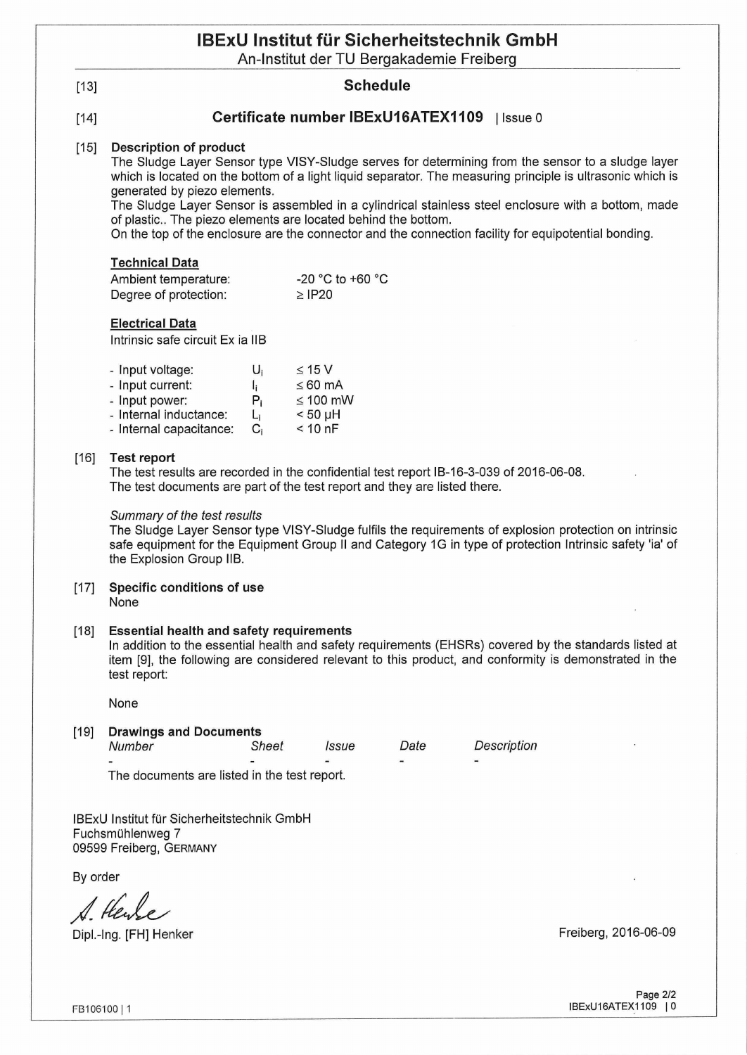# IBExU Institut für Sicherheitstechnik GmbH

An-Institut der TU Bergakademie Freiberg

[13] **Schedule**

[14] **Certificate number IBExU16ATEX1109** | Issue 0

[15] **Description of product**

The Sludge Layer Sensor type VISY-Sludge serves for determining from the sensor to a sludge layer which is located on the bottom of a light liquid separator. The measuring principle is ultrasonic which is generated by piezo elements.

The Sludge Layer Sensor is assembled in a cylindrical stainless steel enclosure with a bottom, made of plastic.. The piezo elements are located behind the bottom.

On the top of the enclosure are the connector and the connection facility for equipotential bonding.

**Technical Data**

| | |
|---|---|
| Ambient temperature: | -20 °C to +60 °C |
| Degree of protection: | ≥ IP20 |

**Electrical Data**

Intrinsic safe circuit Ex ia IIB

| | | |
|---|---|---|
| - Input voltage: | $U_i$ | ≤ 15 V |
| - Input current: | $I_i$ | ≤ 60 mA |
| - Input power: | $P_i$ | ≤ 100 mW |
| - Internal inductance: | $L_i$ | < 50 µH |
| - Internal capacitance: | $C_i$ | < 10 nF |

[16] **Test report**

The test results are recorded in the confidential test report IB-16-3-039 of 2016-06-08.
The test documents are part of the test report and they are listed there.

*Summary of the test results*

The Sludge Layer Sensor type VISY-Sludge fulfils the requirements of explosion protection on intrinsic safe equipment for the Equipment Group II and Category 1G in type of protection Intrinsic safety 'ia' of the Explosion Group IIB.

[17] **Specific conditions of use**

None

[18] **Essential health and safety requirements**

In addition to the essential health and safety requirements (EHSRs) covered by the standards listed at item [9], the following are considered relevant to this product, and conformity is demonstrated in the test report:

None

[19] **Drawings and Documents**

| *Number* | *Sheet* | *Issue* | *Date* | *Description* |
|---|---|---|---|---|
| - | - | - | - | - |

The documents are listed in the test report.

IBExU Institut für Sicherheitstechnik GmbH
Fuchsmühlenweg 7
09599 Freiberg, GERMANY

By order

Dipl.-Ing. [FH] Henker

Freiberg, 2016-06-09

FB106100 | 1